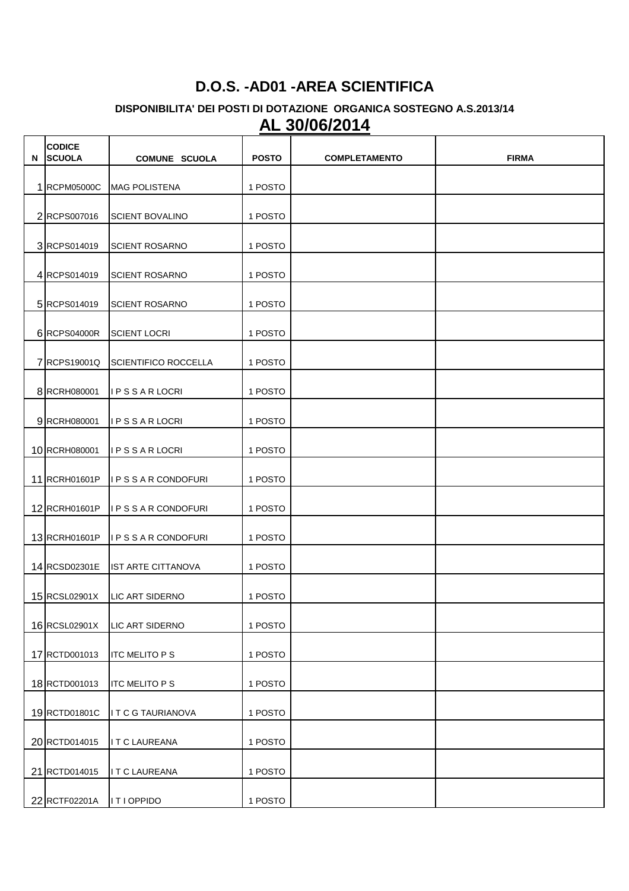# D.O.S. -AD01 -AREA SCIENTIFICA

### DISPONIBILITA' DEI POSTI DI DOTAZIONE ORGANICA SOSTEGNO A.S.2013/14

## AL 30/06/2014

| N | CODICE SCUOLA | COMUNE SCUOLA | POSTO | COMPLETAMENTO | FIRMA |
|---|---|---|---|---|---|
| 1 | RCPM05000C | MAG POLISTENA | 1 POSTO | | |
| 2 | RCPS007016 | SCIENT BOVALINO | 1 POSTO | | |
| 3 | RCPS014019 | SCIENT ROSARNO | 1 POSTO | | |
| 4 | RCPS014019 | SCIENT ROSARNO | 1 POSTO | | |
| 5 | RCPS014019 | SCIENT ROSARNO | 1 POSTO | | |
| 6 | RCPS04000R | SCIENT LOCRI | 1 POSTO | | |
| 7 | RCPS19001Q | SCIENTIFICO ROCCELLA | 1 POSTO | | |
| 8 | RCRH080001 | I P S S A R LOCRI | 1 POSTO | | |
| 9 | RCRH080001 | I P S S A R LOCRI | 1 POSTO | | |
| 10 | RCRH080001 | I P S S A R LOCRI | 1 POSTO | | |
| 11 | RCRH01601P | I P S S A R CONDOFURI | 1 POSTO | | |
| 12 | RCRH01601P | I P S S A R CONDOFURI | 1 POSTO | | |
| 13 | RCRH01601P | I P S S A R CONDOFURI | 1 POSTO | | |
| 14 | RCSD02301E | IST ARTE CITTANOVA | 1 POSTO | | |
| 15 | RCSL02901X | LIC ART SIDERNO | 1 POSTO | | |
| 16 | RCSL02901X | LIC ART SIDERNO | 1 POSTO | | |
| 17 | RCTD001013 | ITC MELITO P S | 1 POSTO | | |
| 18 | RCTD001013 | ITC MELITO P S | 1 POSTO | | |
| 19 | RCTD01801C | I T C G TAURIANOVA | 1 POSTO | | |
| 20 | RCTD014015 | I T C LAUREANA | 1 POSTO | | |
| 21 | RCTD014015 | I T C LAUREANA | 1 POSTO | | |
| 22 | RCTF02201A | I T I OPPIDO | 1 POSTO | | |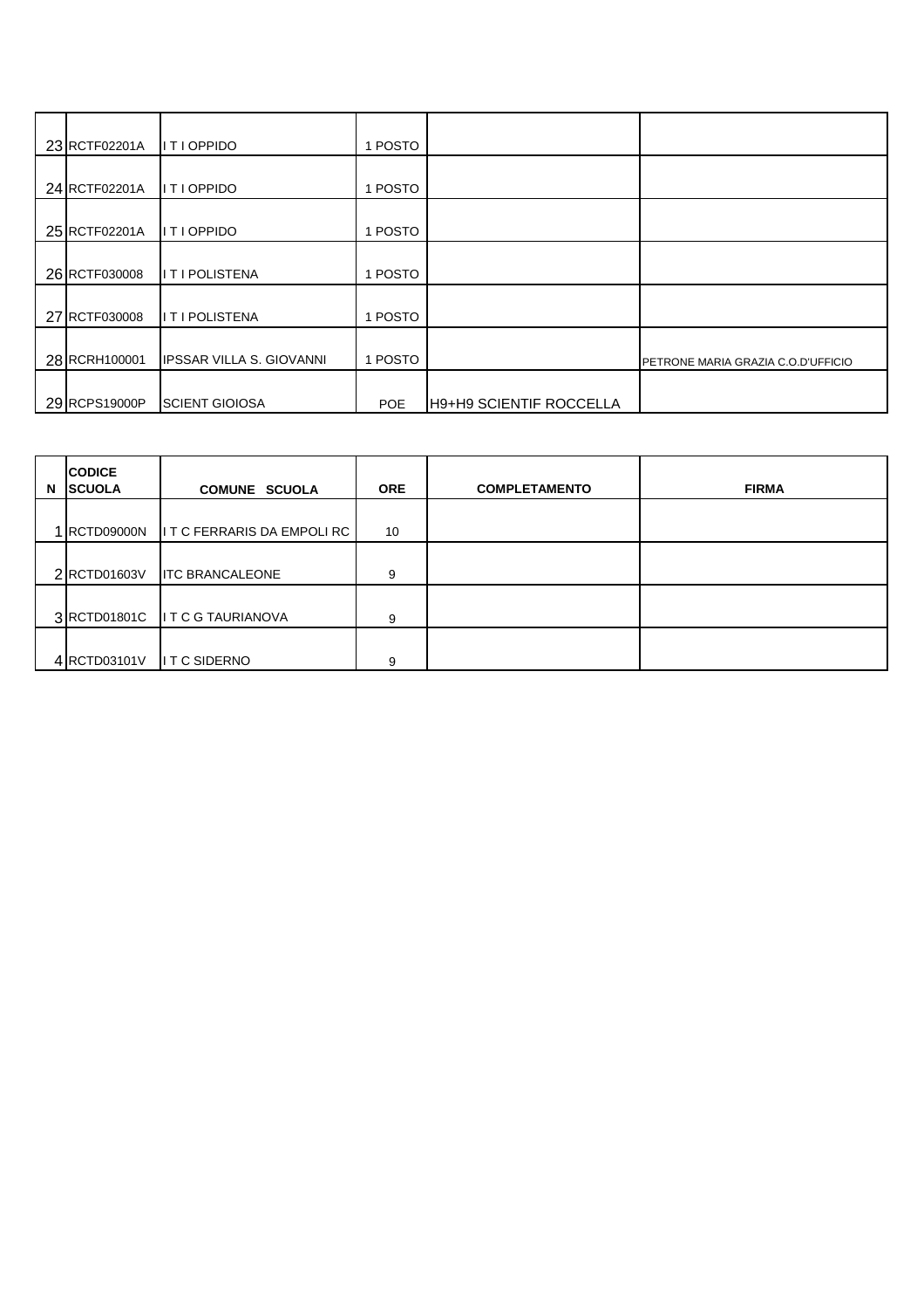| | | | | | |
|---|---|---|---|---|---|
| 23 | RCTF02201A | I T I OPPIDO | 1 POSTO | | |
| 24 | RCTF02201A | I T I OPPIDO | 1 POSTO | | |
| 25 | RCTF02201A | I T I OPPIDO | 1 POSTO | | |
| 26 | RCTF030008 | I T I POLISTENA | 1 POSTO | | |
| 27 | RCTF030008 | I T I POLISTENA | 1 POSTO | | |
| 28 | RCRH100001 | IPSSAR VILLA S. GIOVANNI | 1 POSTO | | PETRONE MARIA GRAZIA C.O.D'UFFICIO |
| 29 | RCPS19000P | SCIENT GIOIOSA | POE | H9+H9 SCIENTIF ROCCELLA | |

| N | CODICE SCUOLA | COMUNE SCUOLA | ORE | COMPLETAMENTO | FIRMA |
|---|---|---|---|---|---|
| 1 | RCTD09000N | I T C FERRARIS DA EMPOLI RC | 10 | | |
| 2 | RCTD01603V | ITC BRANCALEONE | 9 | | |
| 3 | RCTD01801C | I T C G TAURIANOVA | 9 | | |
| 4 | RCTD03101V | I T C SIDERNO | 9 | | |